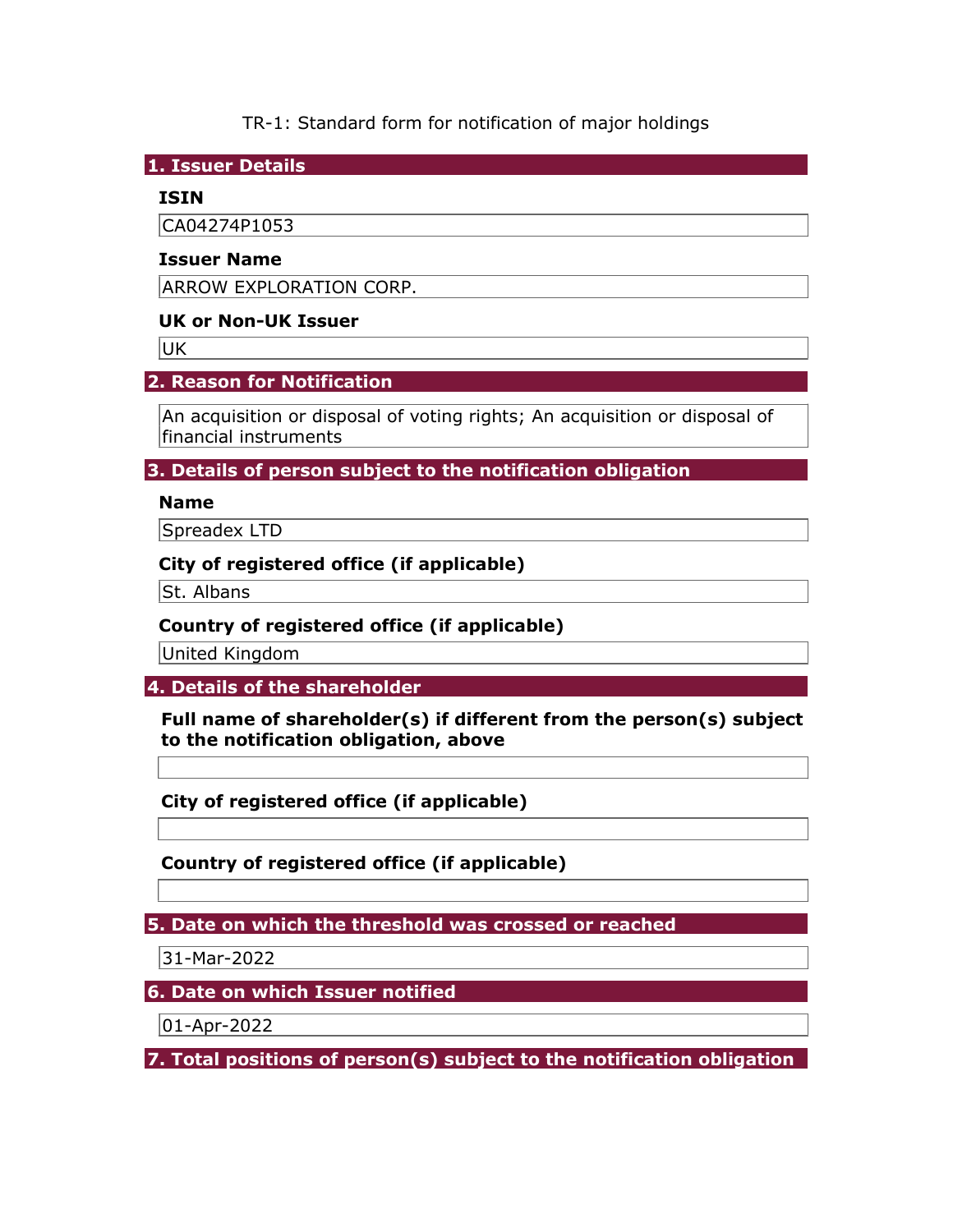TR-1: Standard form for notification of major holdings

## 1. Issuer Details

**ISIN**

CA04274P1053

**Issuer Name**

ARROW EXPLORATION CORP.

**UK or Non-UK Issuer**

UK

## 2. Reason for Notification

An acquisition or disposal of voting rights; An acquisition or disposal of financial instruments

## 3. Details of person subject to the notification obligation

**Name**

Spreadex LTD

**City of registered office (if applicable)**

St. Albans

**Country of registered office (if applicable)**

United Kingdom

## 4. Details of the shareholder

**Full name of shareholder(s) if different from the person(s) subject to the notification obligation, above**

**City of registered office (if applicable)**

**Country of registered office (if applicable)**

## 5. Date on which the threshold was crossed or reached

31-Mar-2022

## 6. Date on which Issuer notified

01-Apr-2022

## 7. Total positions of person(s) subject to the notification obligation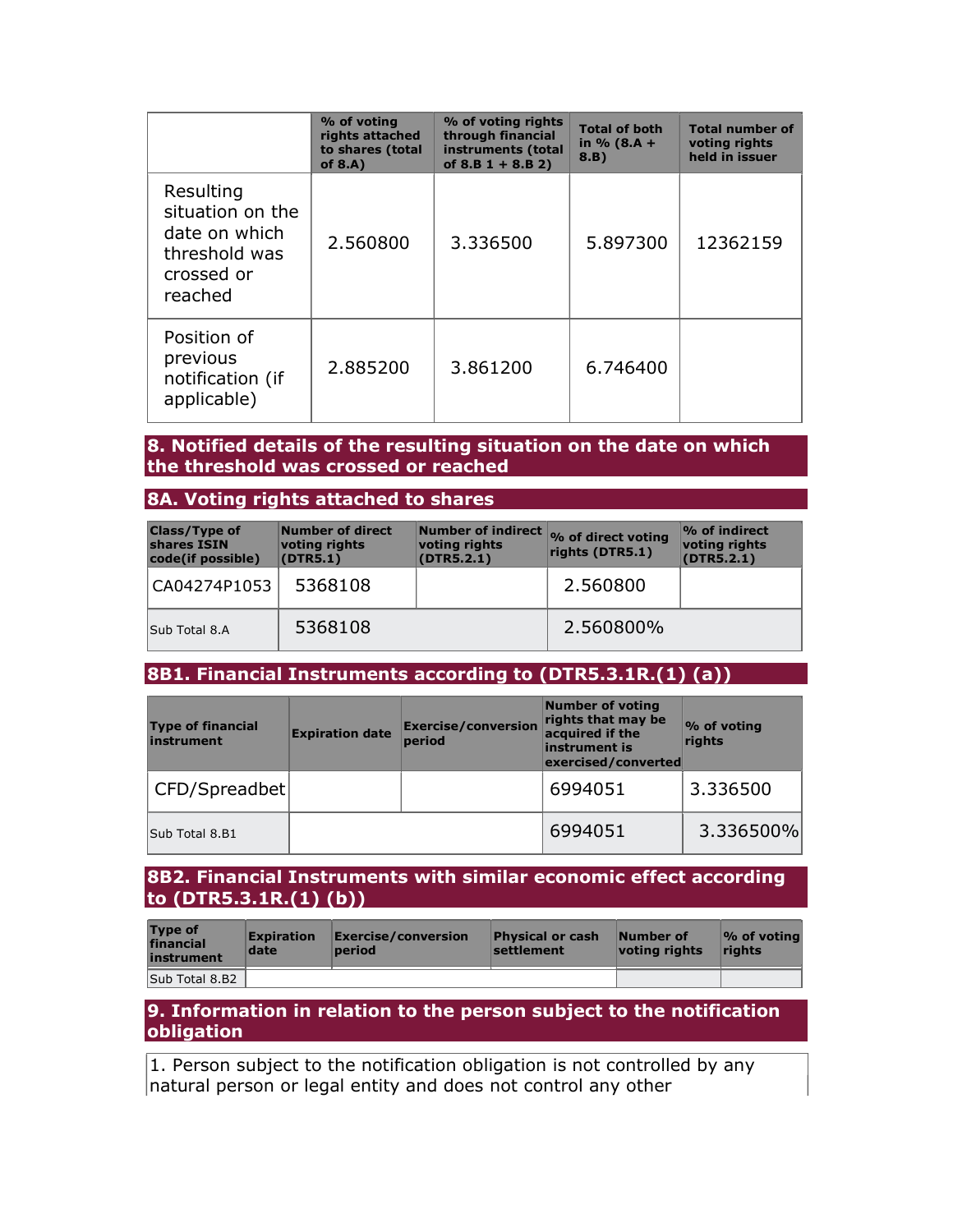| | % of voting rights attached to shares (total of 8.A) | % of voting rights through financial instruments (total of 8.B 1 + 8.B 2) | Total of both in % (8.A + 8.B) | Total number of voting rights held in issuer |
|---|---|---|---|---|
| Resulting situation on the date on which threshold was crossed or reached | 2.560800 | 3.336500 | 5.897300 | 12362159 |
| Position of previous notification (if applicable) | 2.885200 | 3.861200 | 6.746400 | |

## 8. Notified details of the resulting situation on the date on which the threshold was crossed or reached

### 8A. Voting rights attached to shares

| Class/Type of shares ISIN code(if possible) | Number of direct voting rights (DTR5.1) | Number of indirect voting rights (DTR5.2.1) | % of direct voting rights (DTR5.1) | % of indirect voting rights (DTR5.2.1) |
|---|---|---|---|---|
| CA04274P1053 | 5368108 | | 2.560800 | |
| Sub Total 8.A | 5368108 | | 2.560800% | |

### 8B1. Financial Instruments according to (DTR5.3.1R.(1) (a))

| Type of financial instrument | Expiration date | Exercise/conversion period | Number of voting rights that may be acquired if the instrument is exercised/converted | % of voting rights |
|---|---|---|---|---|
| CFD/Spreadbet | | | 6994051 | 3.336500 |
| Sub Total 8.B1 | | | 6994051 | 3.336500% |

### 8B2. Financial Instruments with similar economic effect according to (DTR5.3.1R.(1) (b))

| Type of financial instrument | Expiration date | Exercise/conversion period | Physical or cash settlement | Number of voting rights | % of voting rights |
|---|---|---|---|---|---|
| Sub Total 8.B2 | | | | | |

## 9. Information in relation to the person subject to the notification obligation

1. Person subject to the notification obligation is not controlled by any natural person or legal entity and does not control any other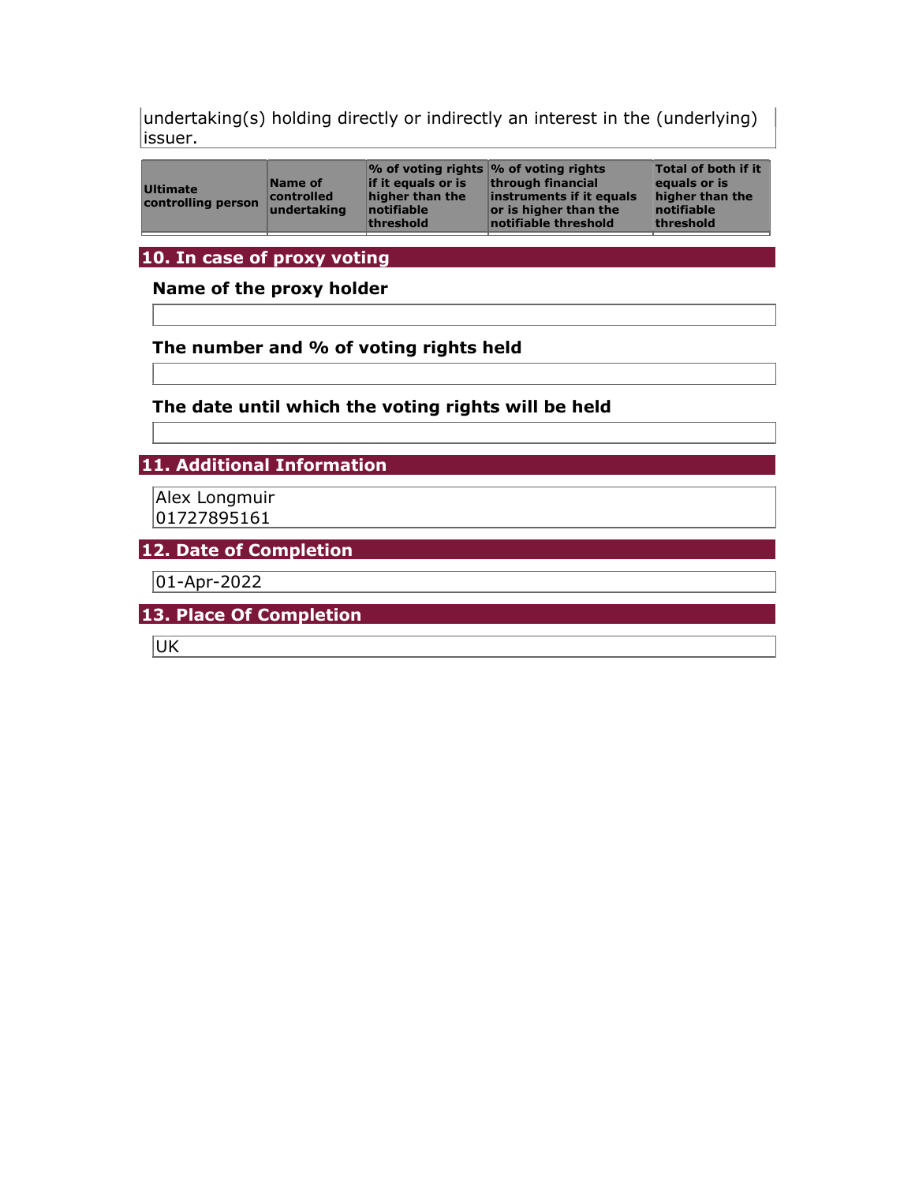undertaking(s) holding directly or indirectly an interest in the (underlying) issuer.

| Ultimate controlling person | Name of controlled undertaking | % of voting rights if it equals or is higher than the notifiable threshold | % of voting rights through financial instruments if it equals or is higher than the notifiable threshold | Total of both if it equals or is higher than the notifiable threshold |
|---|---|---|---|---|

## 10. In case of proxy voting

### Name of the proxy holder

### The number and % of voting rights held

### The date until which the voting rights will be held

## 11. Additional Information

Alex Longmuir
01727895161

## 12. Date of Completion

01-Apr-2022

## 13. Place Of Completion

UK